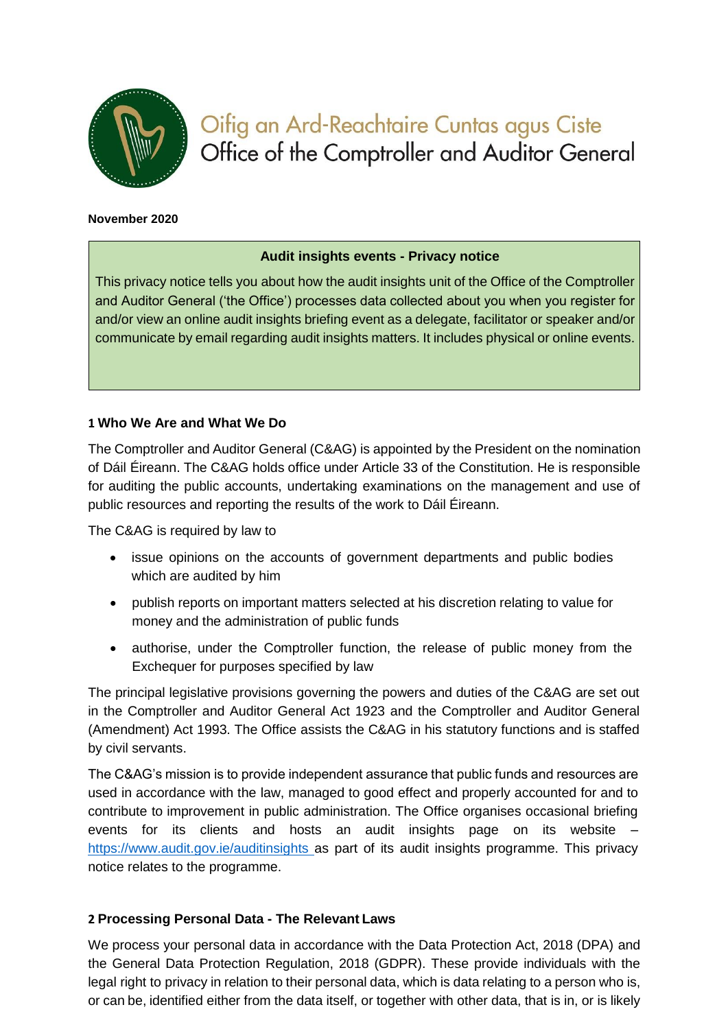Oifig an Ard-Reachtaire Cuntas agus Ciste
Office of the Comptroller and Auditor General

**November 2020**

**Audit insights events - Privacy notice**

This privacy notice tells you about how the audit insights unit of the Office of the Comptroller and Auditor General ('the Office') processes data collected about you when you register for and/or view an online audit insights briefing event as a delegate, facilitator or speaker and/or communicate by email regarding audit insights matters. It includes physical or online events.

## 1 Who We Are and What We Do

The Comptroller and Auditor General (C&AG) is appointed by the President on the nomination of Dáil Éireann. The C&AG holds office under Article 33 of the Constitution. He is responsible for auditing the public accounts, undertaking examinations on the management and use of public resources and reporting the results of the work to Dáil Éireann.

The C&AG is required by law to

- issue opinions on the accounts of government departments and public bodies which are audited by him
- publish reports on important matters selected at his discretion relating to value for money and the administration of public funds
- authorise, under the Comptroller function, the release of public money from the Exchequer for purposes specified by law

The principal legislative provisions governing the powers and duties of the C&AG are set out in the Comptroller and Auditor General Act 1923 and the Comptroller and Auditor General (Amendment) Act 1993. The Office assists the C&AG in his statutory functions and is staffed by civil servants.

The C&AG's mission is to provide independent assurance that public funds and resources are used in accordance with the law, managed to good effect and properly accounted for and to contribute to improvement in public administration. The Office organises occasional briefing events for its clients and hosts an audit insights page on its website – https://www.audit.gov.ie/auditinsights as part of its audit insights programme. This privacy notice relates to the programme.

## 2 Processing Personal Data - The Relevant Laws

We process your personal data in accordance with the Data Protection Act, 2018 (DPA) and the General Data Protection Regulation, 2018 (GDPR). These provide individuals with the legal right to privacy in relation to their personal data, which is data relating to a person who is, or can be, identified either from the data itself, or together with other data, that is in, or is likely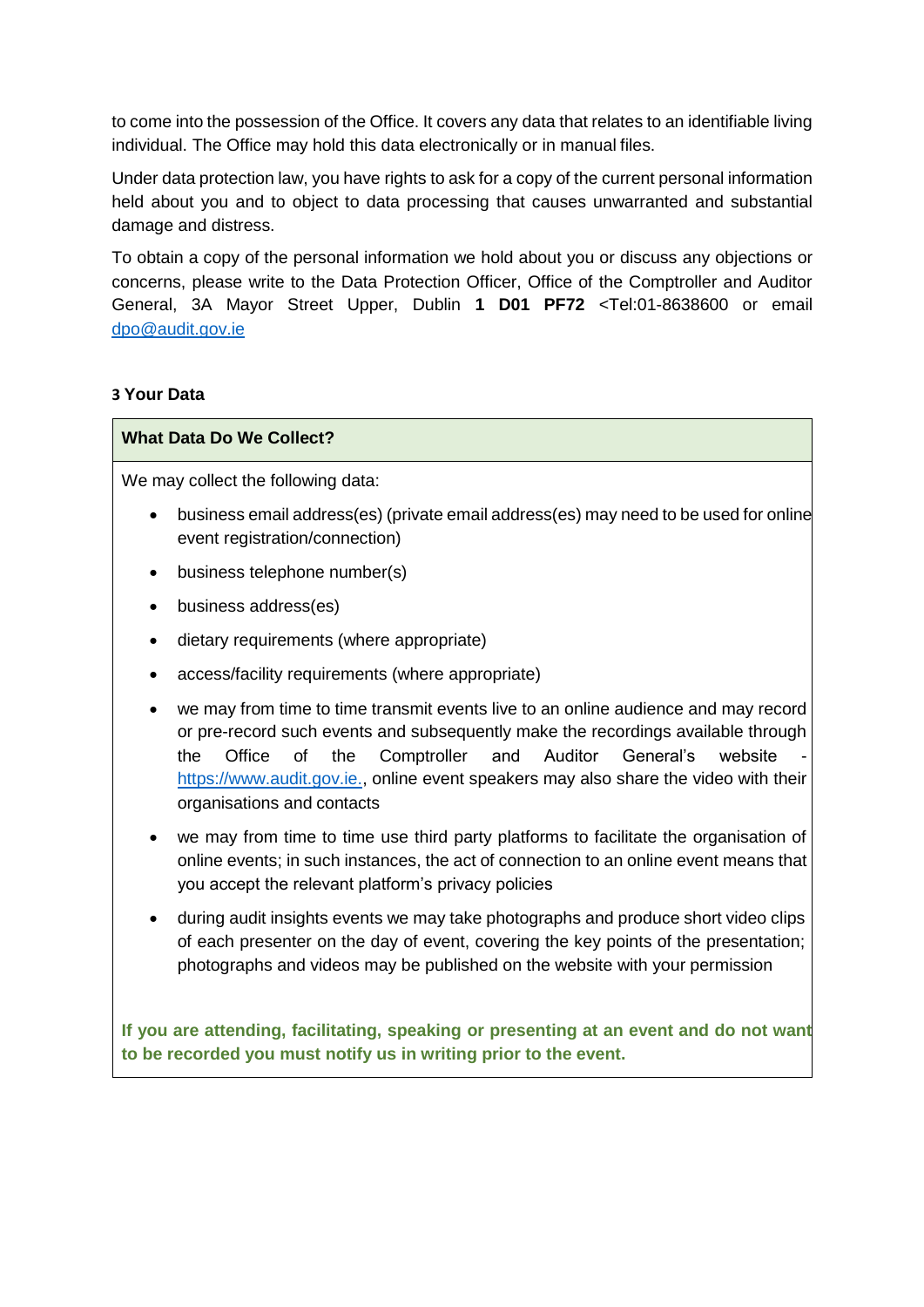to come into the possession of the Office. It covers any data that relates to an identifiable living individual. The Office may hold this data electronically or in manual files.

Under data protection law, you have rights to ask for a copy of the current personal information held about you and to object to data processing that causes unwarranted and substantial damage and distress.

To obtain a copy of the personal information we hold about you or discuss any objections or concerns, please write to the Data Protection Officer, Office of the Comptroller and Auditor General, 3A Mayor Street Upper, Dublin **1 D01 PF72** <Tel:01-8638600 or email dpo@audit.gov.ie

### 3 Your Data

**What Data Do We Collect?**

We may collect the following data:

- business email address(es) (private email address(es) may need to be used for online event registration/connection)
- business telephone number(s)
- business address(es)
- dietary requirements (where appropriate)
- access/facility requirements (where appropriate)
- we may from time to time transmit events live to an online audience and may record or pre-record such events and subsequently make the recordings available through the Office of the Comptroller and Auditor General's website - https://www.audit.gov.ie., online event speakers may also share the video with their organisations and contacts
- we may from time to time use third party platforms to facilitate the organisation of online events; in such instances, the act of connection to an online event means that you accept the relevant platform's privacy policies
- during audit insights events we may take photographs and produce short video clips of each presenter on the day of event, covering the key points of the presentation; photographs and videos may be published on the website with your permission

**If you are attending, facilitating, speaking or presenting at an event and do not want to be recorded you must notify us in writing prior to the event.**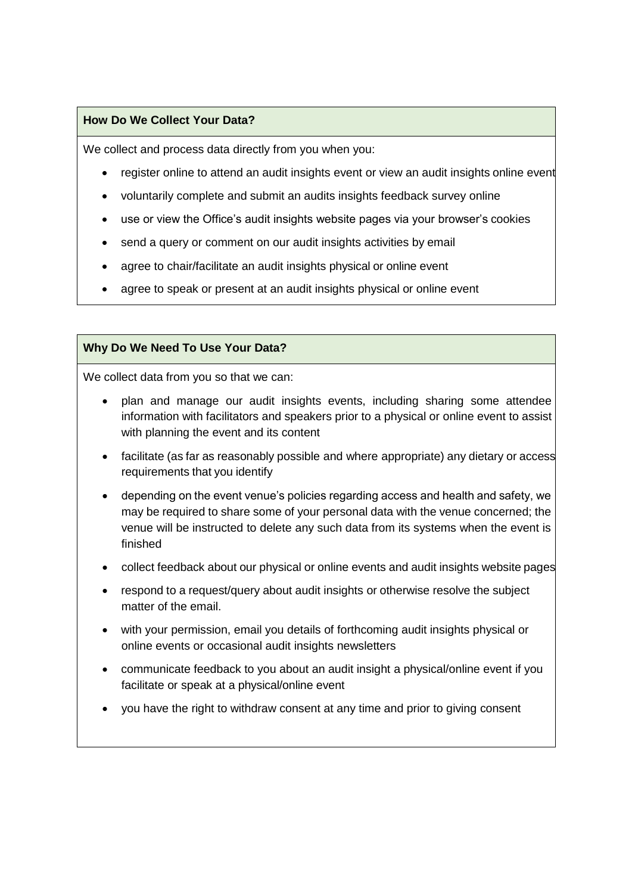## How Do We Collect Your Data?

We collect and process data directly from you when you:

- register online to attend an audit insights event or view an audit insights online event
- voluntarily complete and submit an audits insights feedback survey online
- use or view the Office's audit insights website pages via your browser's cookies
- send a query or comment on our audit insights activities by email
- agree to chair/facilitate an audit insights physical or online event
- agree to speak or present at an audit insights physical or online event

## Why Do We Need To Use Your Data?

We collect data from you so that we can:

- plan and manage our audit insights events, including sharing some attendee information with facilitators and speakers prior to a physical or online event to assist with planning the event and its content
- facilitate (as far as reasonably possible and where appropriate) any dietary or access requirements that you identify
- depending on the event venue's policies regarding access and health and safety, we may be required to share some of your personal data with the venue concerned; the venue will be instructed to delete any such data from its systems when the event is finished
- collect feedback about our physical or online events and audit insights website pages
- respond to a request/query about audit insights or otherwise resolve the subject matter of the email.
- with your permission, email you details of forthcoming audit insights physical or online events or occasional audit insights newsletters
- communicate feedback to you about an audit insight a physical/online event if you facilitate or speak at a physical/online event
- you have the right to withdraw consent at any time and prior to giving consent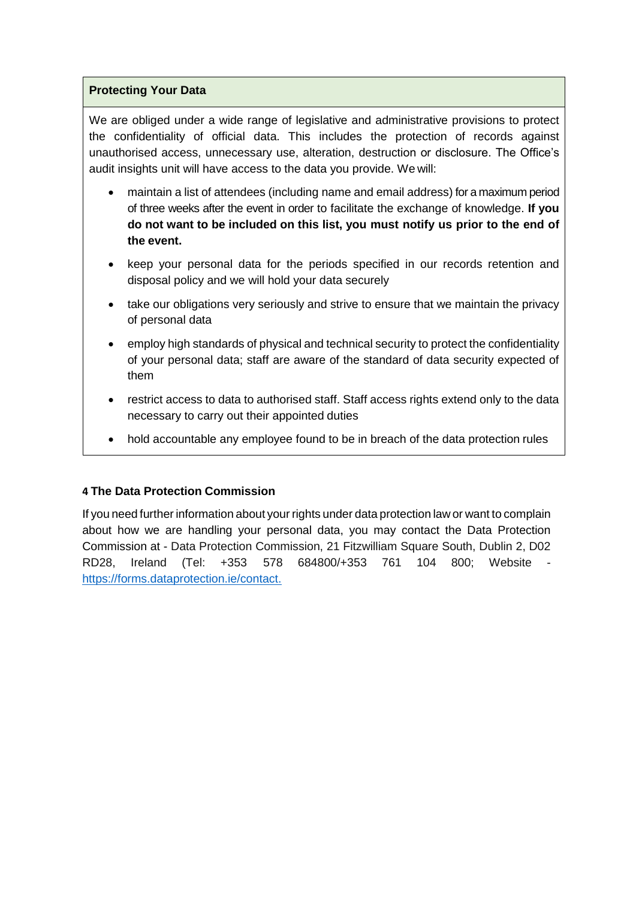**Protecting Your Data**

We are obliged under a wide range of legislative and administrative provisions to protect the confidentiality of official data. This includes the protection of records against unauthorised access, unnecessary use, alteration, destruction or disclosure. The Office's audit insights unit will have access to the data you provide. We will:

- maintain a list of attendees (including name and email address) for a maximum period of three weeks after the event in order to facilitate the exchange of knowledge. **If you do not want to be included on this list, you must notify us prior to the end of the event.**
- keep your personal data for the periods specified in our records retention and disposal policy and we will hold your data securely
- take our obligations very seriously and strive to ensure that we maintain the privacy of personal data
- employ high standards of physical and technical security to protect the confidentiality of your personal data; staff are aware of the standard of data security expected of them
- restrict access to data to authorised staff. Staff access rights extend only to the data necessary to carry out their appointed duties
- hold accountable any employee found to be in breach of the data protection rules

## 4 The Data Protection Commission

If you need further information about your rights under data protection law or want to complain about how we are handling your personal data, you may contact the Data Protection Commission at - Data Protection Commission, 21 Fitzwilliam Square South, Dublin 2, D02 RD28, Ireland (Tel: +353 578 684800/+353 761 104 800; Website - https://forms.dataprotection.ie/contact.